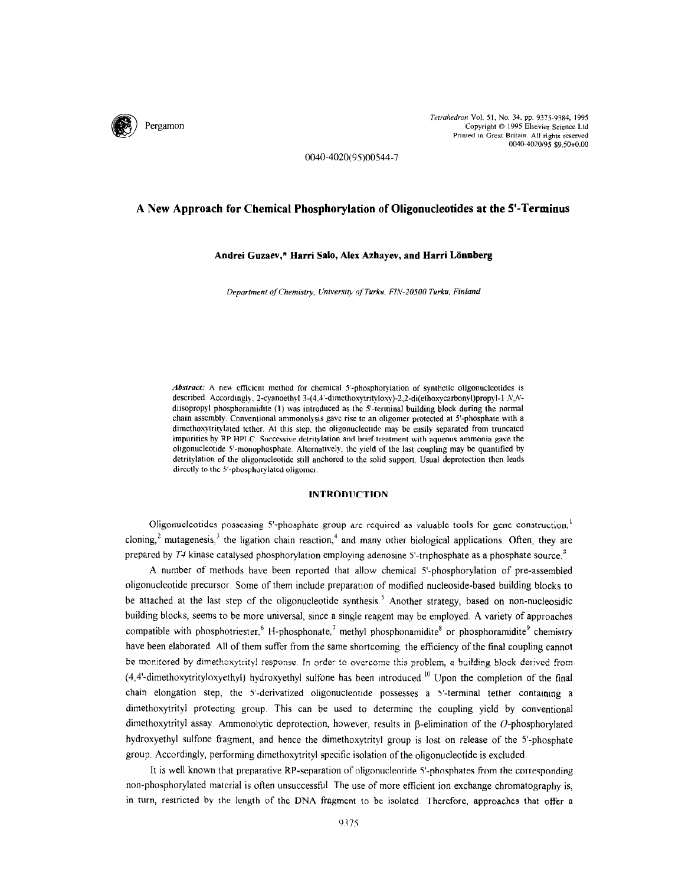0040-4020(95)00544-7

# A New Approach for Chemical Phosphorylation of Oligonucleotides at the 5'-Terminus

**Andrei Guzaev,\* Harri Salo, Alex Azhayev, and Harri Lönnberg**

*Department of Chemistry, University of Turku, FIN-20500 Turku, Finland*

***Abstract:*** A new efficient method for chemical 5'-phosphorylation of synthetic oligonucleotides is described. Accordingly, 2-cyanoethyl 3-(4,4'-dimethoxytrityloxy)-2,2-di(ethoxycarbonyl)propyl-1 *N,N*-diisopropyl phosphoramidite (**1**) was introduced as the 5'-terminal building block during the normal chain assembly. Conventional ammonolysis gave rise to an oligomer protected at 5'-phosphate with a dimethoxytritylated tether. At this step, the oligonucleotide may be easily separated from truncated impurities by RP HPLC. Successive detritylation and brief treatment with aqueous ammonia gave the oligonucleotide 5'-monophosphate. Alternatively, the yield of the last coupling may be quantified by detritylation of the oligonucleotide still anchored to the solid support. Usual deprotection then leads directly to the 5'-phosphorylated oligomer.

## INTRODUCTION

Oligonucleotides possessing 5'-phosphate group are required as valuable tools for gene construction,[1] cloning,[2] mutagenesis,[3] the ligation chain reaction,[4] and many other biological applications. Often, they are prepared by *T4* kinase catalysed phosphorylation employing adenosine 5'-triphosphate as a phosphate source.[2]

A number of methods have been reported that allow chemical 5'-phosphorylation of pre-assembled oligonucleotide precursor. Some of them include preparation of modified nucleoside-based building blocks to be attached at the last step of the oligonucleotide synthesis.[5] Another strategy, based on non-nucleosidic building blocks, seems to be more universal, since a single reagent may be employed. A variety of approaches compatible with phosphotriester,[6] H-phosphonate,[7] methyl phosphonamidite[8] or phosphoramidite[9] chemistry have been elaborated. All of them suffer from the same shortcoming: the efficiency of the final coupling cannot be monitored by dimethoxytrityl response. In order to overcome this problem, a building block derived from (4,4'-dimethoxytrityloxyethyl) hydroxyethyl sulfone has been introduced.[10] Upon the completion of the final chain elongation step, the 5'-derivatized oligonucleotide possesses a 5'-terminal tether containing a dimethoxytrityl protecting group. This can be used to determine the coupling yield by conventional dimethoxytrityl assay. Ammonolytic deprotection, however, results in β-elimination of the *O*-phosphorylated hydroxyethyl sulfone fragment, and hence the dimethoxytrityl group is lost on release of the 5'-phosphate group. Accordingly, performing dimethoxytrityl specific isolation of the oligonucleotide is excluded.

It is well known that preparative RP-separation of oligonucleotide 5'-phosphates from the corresponding non-phosphorylated material is often unsuccessful. The use of more efficient ion exchange chromatography is, in turn, restricted by the length of the DNA fragment to be isolated. Therefore, approaches that offer a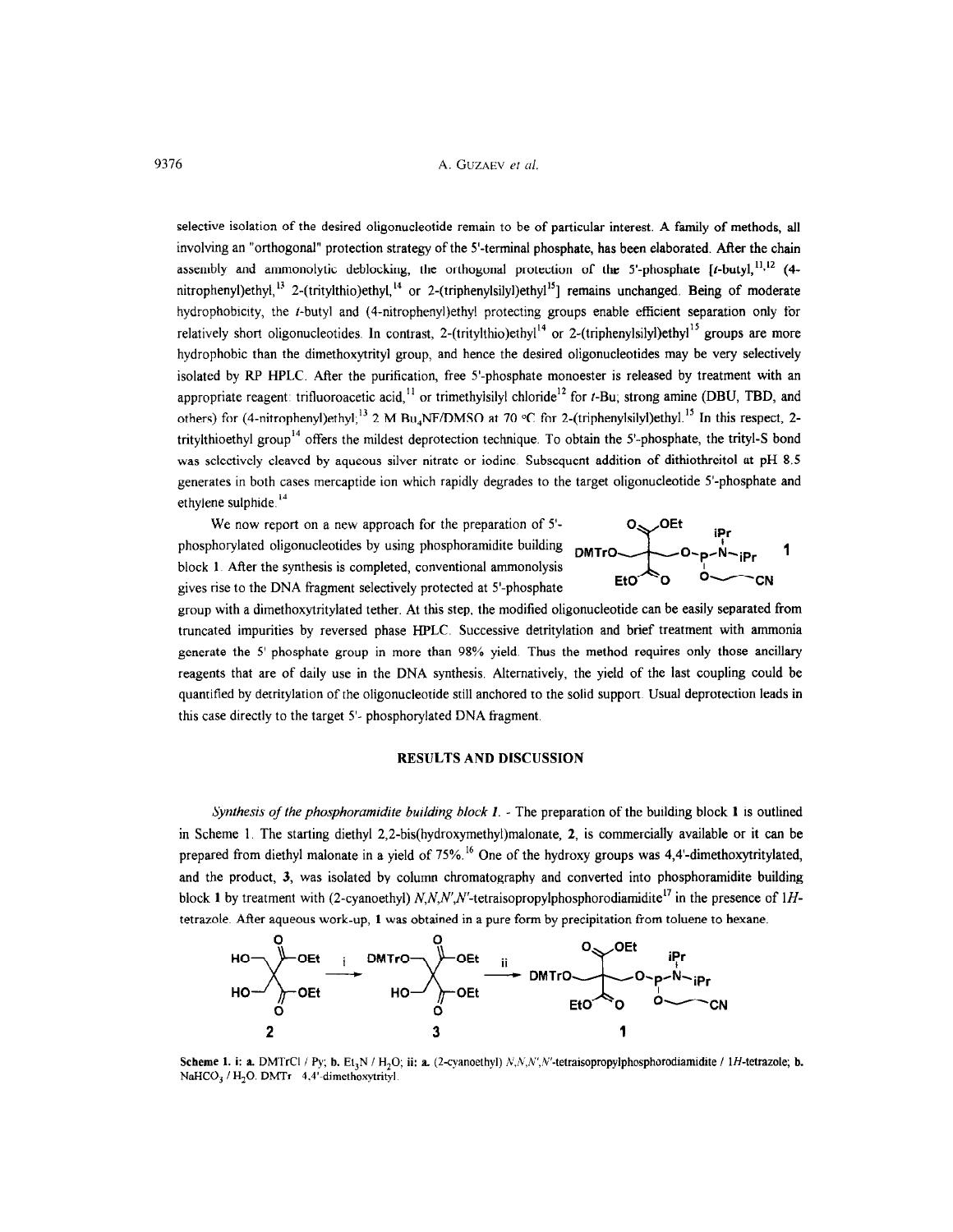selective isolation of the desired oligonucleotide remain to be of particular interest. A family of methods, all involving an "orthogonal" protection strategy of the 5'-terminal phosphate, has been elaborated. After the chain assembly and ammonolytic deblocking, the orthogonal protection of the 5'-phosphate [*t*-butyl,[11,12] (4-nitrophenyl)ethyl,[13] 2-(tritylthio)ethyl,[14] or 2-(triphenylsilyl)ethyl[15]] remains unchanged. Being of moderate hydrophobicity, the *t*-butyl and (4-nitrophenyl)ethyl protecting groups enable efficient separation only for relatively short oligonucleotides. In contrast, 2-(tritylthio)ethyl[14] or 2-(triphenylsilyl)ethyl[15] groups are more hydrophobic than the dimethoxytrityl group, and hence the desired oligonucleotides may be very selectively isolated by RP HPLC. After the purification, free 5'-phosphate monoester is released by treatment with an appropriate reagent: trifluoroacetic acid,[11] or trimethylsilyl chloride[12] for *t*-Bu; strong amine (DBU, TBD, and others) for (4-nitrophenyl)ethyl;[13] 2 M $Bu_4NF$/DMSO at 70 °C for 2-(triphenylsilyl)ethyl.[15] In this respect, 2-tritylthioethyl group[14] offers the mildest deprotection technique. To obtain the 5'-phosphate, the trityl-S bond was selectively cleaved by aqueous silver nitrate or iodine. Subsequent addition of dithiothreitol at pH 8.5 generates in both cases mercaptide ion which rapidly degrades to the target oligonucleotide 5'-phosphate and ethylene sulphide.[14]

We now report on a new approach for the preparation of 5'-phosphorylated oligonucleotides by using phosphoramidite building block **1**. After the synthesis is completed, conventional ammonolysis gives rise to the DNA fragment selectively protected at 5'-phosphate group with a dimethoxytritylated tether. At this step, the modified oligonucleotide can be easily separated from truncated impurities by reversed phase HPLC. Successive detritylation and brief treatment with ammonia generate the 5' phosphate group in more than 98% yield. Thus the method requires only those ancillary reagents that are of daily use in the DNA synthesis. Alternatively, the yield of the last coupling could be quantified by detritylation of the oligonucleotide still anchored to the solid support. Usual deprotection leads in this case directly to the target 5'- phosphorylated DNA fragment.

## RESULTS AND DISCUSSION

*Synthesis of the phosphoramidite building block **1**.* - The preparation of the building block **1** is outlined in Scheme 1. The starting diethyl 2,2-bis(hydroxymethyl)malonate, **2**, is commercially available or it can be prepared from diethyl malonate in a yield of 75%.[16] One of the hydroxy groups was 4,4'-dimethoxytritylated, and the product, **3**, was isolated by column chromatography and converted into phosphoramidite building block **1** by treatment with (2-cyanoethyl) *N,N,N',N'*-tetraisopropylphosphorodiamidite[17] in the presence of 1*H*-tetrazole. After aqueous work-up, **1** was obtained in a pure form by precipitation from toluene to hexane.

**Scheme 1. i: a.** DMTrCl / Py; **b.** $Et_3N$ / $H_2O$; **ii: a.** (2-cyanoethyl) *N,N,N',N'*-tetraisopropylphosphorodiamidite / 1*H*-tetrazole; **b.** $NaHCO_3$ / $H_2O$. DMTr 4,4'-dimethoxytrityl.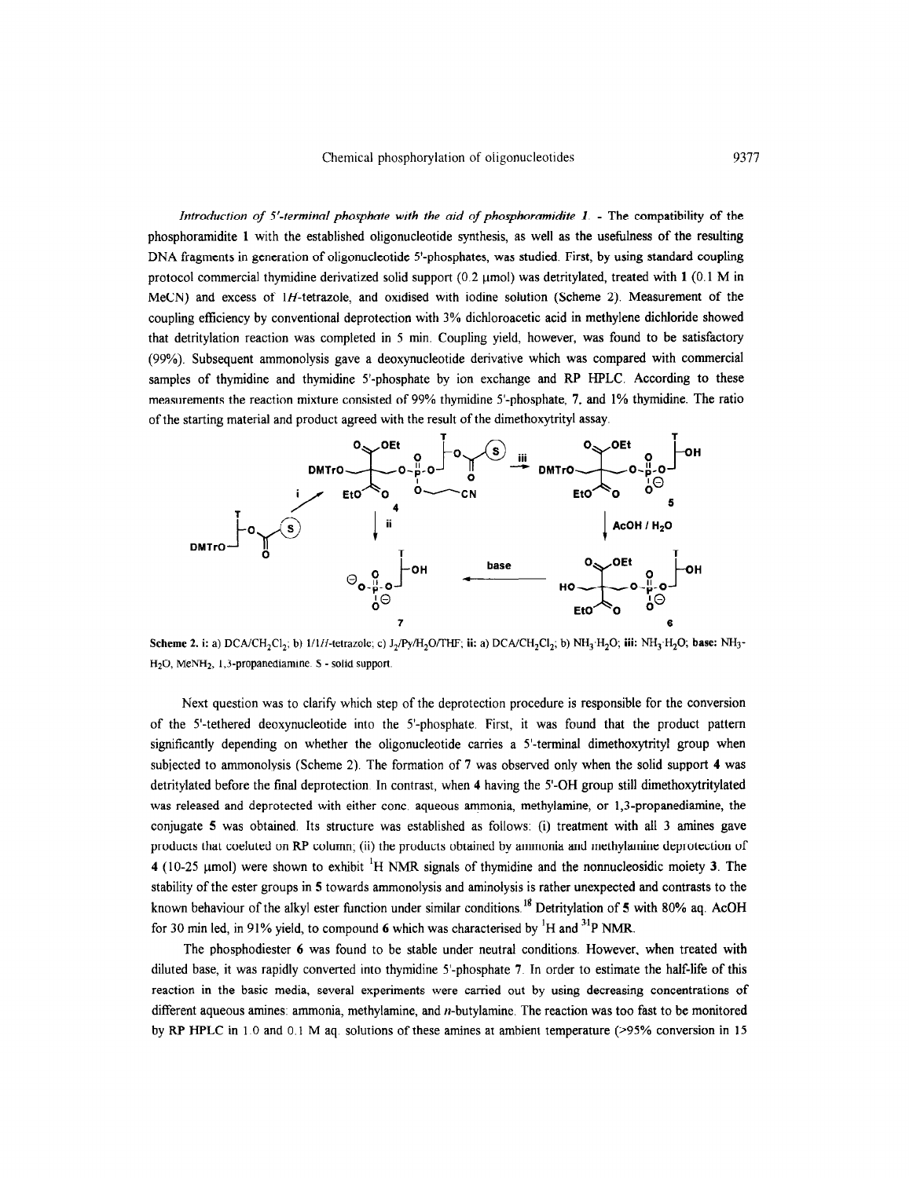*Introduction of 5'-terminal phosphate with the aid of phosphoramidite 1.* - The compatibility of the phosphoramidite **1** with the established oligonucleotide synthesis, as well as the usefulness of the resulting DNA fragments in generation of oligonucleotide 5'-phosphates, was studied. First, by using standard coupling protocol commercial thymidine derivatized solid support (0.2 μmol) was detritylated, treated with **1** (0.1 M in MeCN) and excess of 1*H*-tetrazole, and oxidised with iodine solution (Scheme 2). Measurement of the coupling efficiency by conventional deprotection with 3% dichloroacetic acid in methylene dichloride showed that detritylation reaction was completed in 5 min. Coupling yield, however, was found to be satisfactory (99%). Subsequent ammonolysis gave a deoxynucleotide derivative which was compared with commercial samples of thymidine and thymidine 5'-phosphate by ion exchange and RP HPLC. According to these measurements the reaction mixture consisted of 99% thymidine 5'-phosphate, **7**, and 1% thymidine. The ratio of the starting material and product agreed with the result of the dimethoxytrityl assay.

**Scheme 2. i:** a) DCA/$CH_2Cl_2$; b) 1/1*H*-tetrazole; c) $J_2$/Py/$H_2O$/THF; **ii:** a) DCA/$CH_2Cl_2$; b) $NH_3 \cdot H_2O$; **iii:** $NH_3 \cdot H_2O$; **base:** $NH_3$-$H_2O$, $MeNH_2$, 1,3-propanediamine. S - solid support.

Next question was to clarify which step of the deprotection procedure is responsible for the conversion of the 5'-tethered deoxynucleotide into the 5'-phosphate. First, it was found that the product pattern significantly depending on whether the oligonucleotide carries a 5'-terminal dimethoxytrityl group when subjected to ammonolysis (Scheme 2). The formation of **7** was observed only when the solid support **4** was detritylated before the final deprotection. In contrast, when **4** having the 5'-OH group still dimethoxytritylated was released and deprotected with either conc. aqueous ammonia, methylamine, or 1,3-propanediamine, the conjugate **5** was obtained. Its structure was established as follows: (i) treatment with all 3 amines gave products that coeluted on RP column; (ii) the products obtained by ammonia and methylamine deprotection of **4** (10-25 μmol) were shown to exhibit $^1H$ NMR signals of thymidine and the nonnucleosidic moiety **3**. The stability of the ester groups in **5** towards ammonolysis and aminolysis is rather unexpected and contrasts to the known behaviour of the alkyl ester function under similar conditions.[18] Detritylation of **5** with 80% aq. AcOH for 30 min led, in 91% yield, to compound **6** which was characterised by $^1H$ and $^{31}P$ NMR.

The phosphodiester **6** was found to be stable under neutral conditions. However, when treated with diluted base, it was rapidly converted into thymidine 5'-phosphate **7**. In order to estimate the half-life of this reaction in the basic media, several experiments were carried out by using decreasing concentrations of different aqueous amines: ammonia, methylamine, and *n*-butylamine. The reaction was too fast to be monitored by RP HPLC in 1.0 and 0.1 M aq. solutions of these amines at ambient temperature (>95% conversion in 15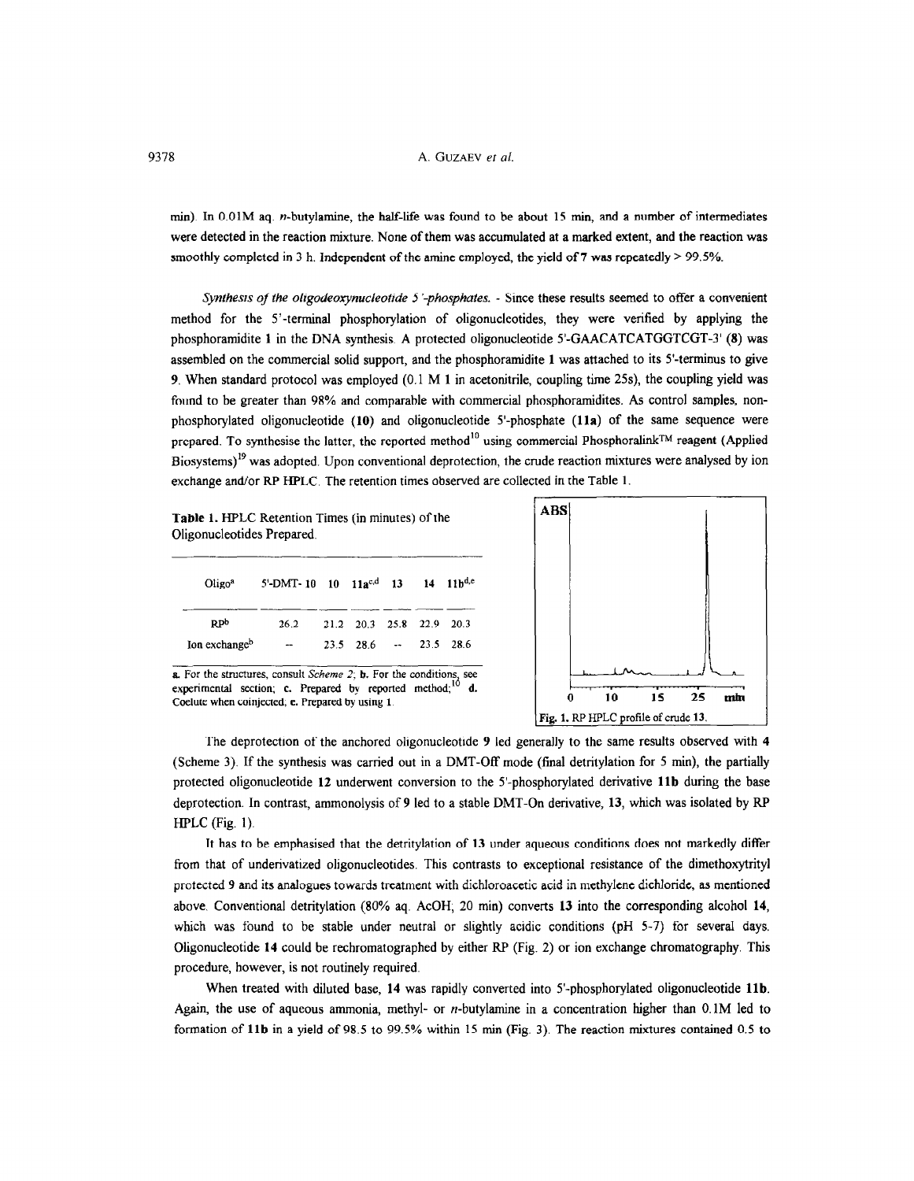min). In 0.01M aq. *n*-butylamine, the half-life was found to be about 15 min, and a number of intermediates were detected in the reaction mixture. None of them was accumulated at a marked extent, and the reaction was smoothly completed in 3 h. Independent of the amine employed, the yield of **7** was repeatedly > 99.5%.

*Synthesis of the oligodeoxynucleotide 5'-phosphates.* - Since these results seemed to offer a convenient method for the 5'-terminal phosphorylation of oligonucleotides, they were verified by applying the phosphoramidite **1** in the DNA synthesis. A protected oligonucleotide 5'-GAACATCATGGTCGT-3' (**8**) was assembled on the commercial solid support, and the phosphoramidite **1** was attached to its 5'-terminus to give **9**. When standard protocol was employed (0.1 M **1** in acetonitrile, coupling time 25s), the coupling yield was found to be greater than 98% and comparable with commercial phosphoramidites. As control samples, non-phosphorylated oligonucleotide (**10**) and oligonucleotide 5'-phosphate (**11a**) of the same sequence were prepared. To synthesise the latter, the reported method[10] using commercial Phosphoralink™ reagent (Applied Biosystems)[19] was adopted. Upon conventional deprotection, the crude reaction mixtures were analysed by ion exchange and/or RP HPLC. The retention times observed are collected in the Table 1.

**Table 1.** HPLC Retention Times (in minutes) of the Oligonucleotides Prepared.

| Oligo[a] | 5'-DMT- 10 | 10 | 11a[c,d] | 13 | 14 | 11b[d,e] |
|---|---|---|---|---|---|---|
| RP[b] | 26.2 | 21.2 | 20.3 | 25.8 | 22.9 | 20.3 |
| Ion exchange[b] | -- | 23.5 | 28.6 | -- | 23.5 | 28.6 |

a. For the structures, consult *Scheme 2*; b. For the conditions, see experimental section; c. Prepared by reported method;[10] d. Coelute when coinjected; e. Prepared by using 1.

Fig. 1. RP HPLC profile of crude **13**.

The deprotection of the anchored oligonucleotide **9** led generally to the same results observed with **4** (Scheme 3). If the synthesis was carried out in a DMT-Off mode (final detritylation for 5 min), the partially protected oligonucleotide **12** underwent conversion to the 5'-phosphorylated derivative **11b** during the base deprotection. In contrast, ammonolysis of **9** led to a stable DMT-On derivative, **13**, which was isolated by RP HPLC (Fig. 1).

It has to be emphasised that the detritylation of **13** under aqueous conditions does not markedly differ from that of underivatized oligonucleotides. This contrasts to exceptional resistance of the dimethoxytrityl protected **9** and its analogues towards treatment with dichloroacetic acid in methylene dichloride, as mentioned above. Conventional detritylation (80% aq. AcOH; 20 min) converts **13** into the corresponding alcohol **14**, which was found to be stable under neutral or slightly acidic conditions (pH 5-7) for several days. Oligonucleotide **14** could be rechromatographed by either RP (Fig. 2) or ion exchange chromatography. This procedure, however, is not routinely required.

When treated with diluted base, **14** was rapidly converted into 5'-phosphorylated oligonucleotide **11b**. Again, the use of aqueous ammonia, methyl- or *n*-butylamine in a concentration higher than 0.1M led to formation of **11b** in a yield of 98.5 to 99.5% within 15 min (Fig. 3). The reaction mixtures contained 0.5 to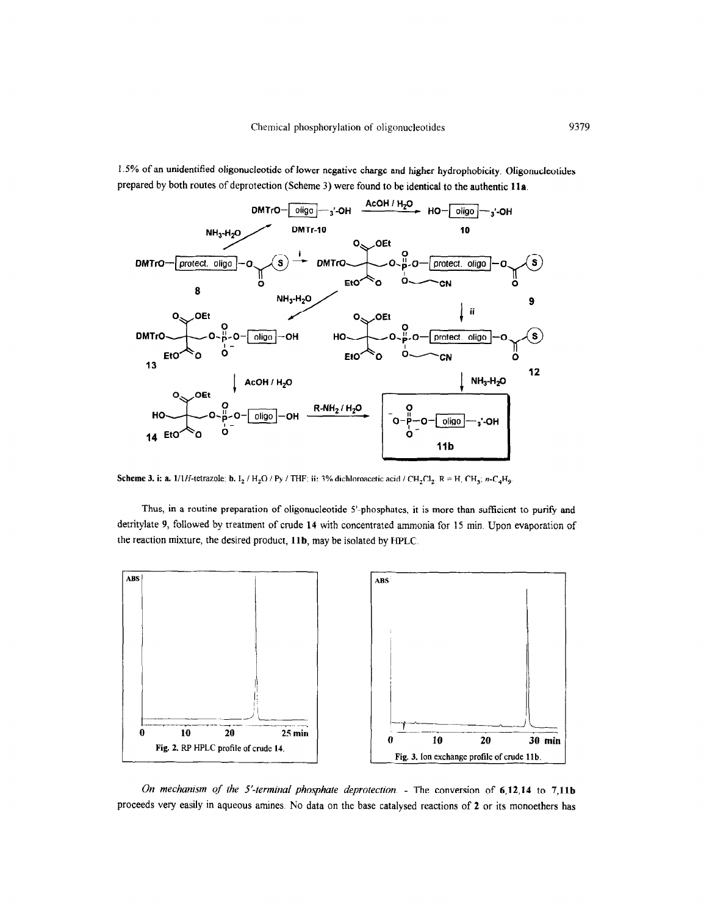1.5% of an unidentified oligonucleotide of lower negative charge and higher hydrophobicity. Oligonucleotides prepared by both routes of deprotection (Scheme 3) were found to be identical to the authentic **11a**.

**Scheme 3. i: a.** 1/1*H*-tetrazole; **b.** $I_2$ / $H_2O$ / Py / THF; **ii:** 3% dichloroacetic acid / $CH_2Cl_2$. R = H, $CH_3$, *n*-$C_4H_9$.

Thus, in a routine preparation of oligonucleotide 5'-phosphates, it is more than sufficient to purify and detritylate **9**, followed by treatment of crude **14** with concentrated ammonia for 15 min. Upon evaporation of the reaction mixture, the desired product, **11b**, may be isolated by HPLC.

**Fig. 2.** RP HPLC profile of crude **14**.

**Fig. 3.** Ion exchange profile of crude **11b**.

*On mechanism of the 5'-terminal phosphate deprotection.* - The conversion of **6**,**12**,**14** to **7**,**11b** proceeds very easily in aqueous amines. No data on the base catalysed reactions of **2** or its monoethers has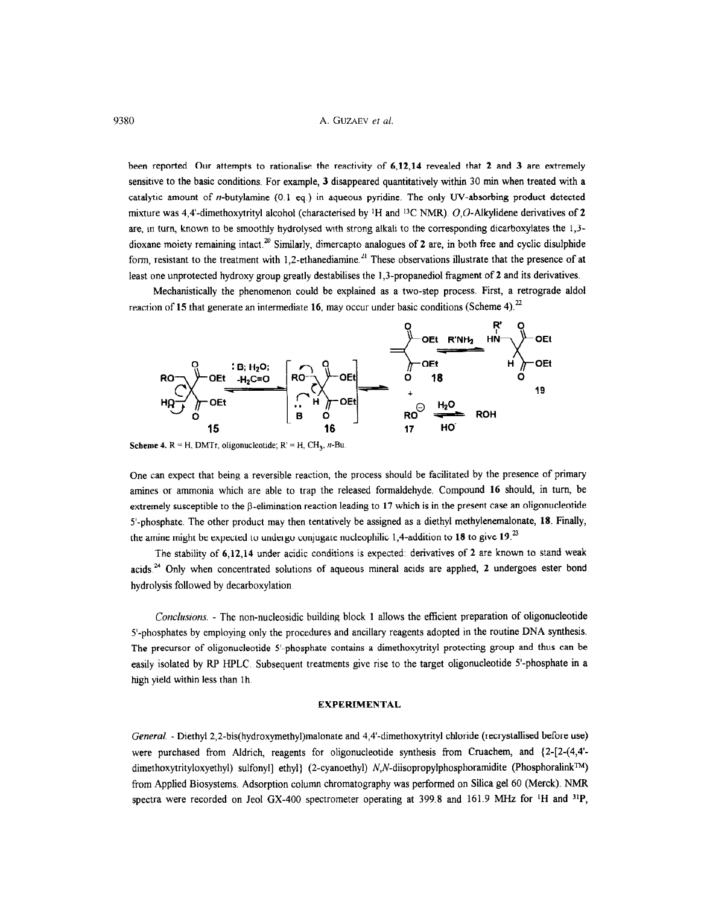been reported. Our attempts to rationalise the reactivity of **6**,**12**,**14** revealed that **2** and **3** are extremely sensitive to the basic conditions. For example, **3** disappeared quantitatively within 30 min when treated with a catalytic amount of *n*-butylamine (0.1 eq.) in aqueous pyridine. The only UV-absorbing product detected mixture was 4,4'-dimethoxytrityl alcohol (characterised by $^1H$ and $^{13}C$ NMR). *O,O*-Alkylidene derivatives of **2** are, in turn, known to be smoothly hydrolysed with strong alkali to the corresponding dicarboxylates the 1,3-dioxane moiety remaining intact.[20] Similarly, dimercapto analogues of **2** are, in both free and cyclic disulphide form, resistant to the treatment with 1,2-ethanediamine.[21] These observations illustrate that the presence of at least one unprotected hydroxy group greatly destabilises the 1,3-propanediol fragment of **2** and its derivatives.

Mechanistically the phenomenon could be explained as a two-step process. First, a retrograde aldol reaction of **15** that generate an intermediate **16**, may occur under basic conditions (Scheme 4).[22]

**Scheme 4.** R = H, DMTr, oligonucleotide; R' = H, $CH_3$, *n*-Bu.

One can expect that being a reversible reaction, the process should be facilitated by the presence of primary amines or ammonia which are able to trap the released formaldehyde. Compound **16** should, in turn, be extremely susceptible to the β-elimination reaction leading to **17** which is in the present case an oligonucleotide 5'-phosphate. The other product may then tentatively be assigned as a diethyl methylenemalonate, **18**. Finally, the amine might be expected to undergo conjugate nucleophilic 1,4-addition to **18** to give **19**.[23]

The stability of **6**,**12**,**14** under acidic conditions is expected: derivatives of **2** are known to stand weak acids.[24] Only when concentrated solutions of aqueous mineral acids are applied, **2** undergoes ester bond hydrolysis followed by decarboxylation.

*Conclusions.* - The non-nucleosidic building block **1** allows the efficient preparation of oligonucleotide 5'-phosphates by employing only the procedures and ancillary reagents adopted in the routine DNA synthesis. The precursor of oligonucleotide 5'-phosphate contains a dimethoxytrityl protecting group and thus can be easily isolated by RP HPLC. Subsequent treatments give rise to the target oligonucleotide 5'-phosphate in a high yield within less than 1h.

## EXPERIMENTAL

*General.* - Diethyl 2,2-bis(hydroxymethyl)malonate and 4,4'-dimethoxytrityl chloride (recrystallised before use) were purchased from Aldrich, reagents for oligonucleotide synthesis from Cruachem, and {2-[2-(4,4'-dimethoxytrityloxyethyl) sulfonyl] ethyl} (2-cyanoethyl) *N,N*-diisopropylphosphoramidite (Phosphoralink™) from Applied Biosystems. Adsorption column chromatography was performed on Silica gel 60 (Merck). NMR spectra were recorded on Jeol GX-400 spectrometer operating at 399.8 and 161.9 MHz for $^1H$ and $^{31}P$,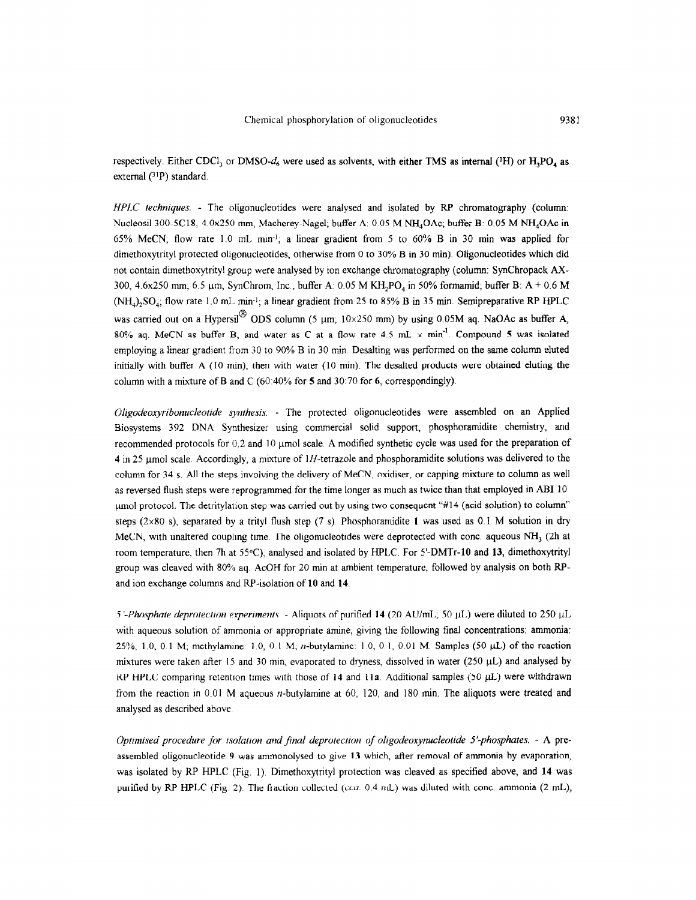respectively. Either $CDCl_3$ or DMSO-$d_6$ were used as solvents, with either TMS as internal ($^1H$) or $H_3PO_4$ as external ($^{31}P$) standard.

*HPLC techniques.* - The oligonucleotides were analysed and isolated by RP chromatography (column: Nucleosil 300-5C18, 4.0x250 mm, Macherey-Nagel; buffer A: 0.05 M $NH_4OAc$; buffer B: 0.05 M $NH_4OAc$ in 65% MeCN; flow rate 1.0 mL min$^{-1}$; a linear gradient from 5 to 60% B in 30 min was applied for dimethoxytrityl protected oligonucleotides, otherwise from 0 to 30% B in 30 min). Oligonucleotides which did not contain dimethoxytrityl group were analysed by ion exchange chromatography (column: SynChropack AX-300, 4.6x250 mm, 6.5 μm, SynChrom, Inc.; buffer A: 0.05 M $KH_2PO_4$ in 50% formamid; buffer B: A + 0.6 M $(NH_4)_2SO_4$; flow rate 1.0 mL min$^{-1}$; a linear gradient from 25 to 85% B in 35 min. Semipreparative RP HPLC was carried out on a Hypersil® ODS column (5 μm, 10×250 mm) by using 0.05M aq. NaOAc as buffer A, 80% aq. MeCN as buffer B, and water as C at a flow rate 4.5 mL × min$^{-1}$. Compound **5** was isolated employing a linear gradient from 30 to 90% B in 30 min. Desalting was performed on the same column eluted initially with buffer A (10 min), then with water (10 min). The desalted products were obtained eluting the column with a mixture of B and C (60:40% for **5** and 30:70 for **6**, correspondingly).

*Oligodeoxyribonucleotide synthesis.* - The protected oligonucleotides were assembled on an Applied Biosystems 392 DNA Synthesizer using commercial solid support, phosphoramidite chemistry, and recommended protocols for 0.2 and 10 μmol scale. A modified synthetic cycle was used for the preparation of **4** in 25 μmol scale. Accordingly, a mixture of 1*H*-tetrazole and phosphoramidite solutions was delivered to the column for 34 s. All the steps involving the delivery of MeCN, oxidiser, or capping mixture to column as well as reversed flush steps were reprogrammed for the time longer as much as twice than that employed in ABI 10 μmol protocol. The detritylation step was carried out by using two consequent "#14 (acid solution) to column" steps (2×80 s), separated by a trityl flush step (7 s). Phosphoramidite **1** was used as 0.1 M solution in dry MeCN, with unaltered coupling time. The oligonucleotides were deprotected with conc. aqueous $NH_3$ (2h at room temperature, then 7h at 55°C), analysed and isolated by HPLC. For 5'-DMTr-**10** and **13**, dimethoxytrityl group was cleaved with 80% aq. AcOH for 20 min at ambient temperature, followed by analysis on both RP- and ion exchange columns and RP-isolation of **10** and **14**.

*5'-Phosphate deprotection experiments.* - Aliquots of purified **14** (20 AU/mL; 50 μL) were diluted to 250 μL with aqueous solution of ammonia or appropriate amine, giving the following final concentrations: ammonia: 25%, 1.0, 0.1 M; methylamine: 1.0, 0.1 M; *n*-butylamine: 1.0, 0.1, 0.01 M. Samples (50 μL) of the reaction mixtures were taken after 15 and 30 min, evaporated to dryness, dissolved in water (250 μL) and analysed by RP HPLC comparing retention times with those of **14** and **11a**. Additional samples (50 μL) were withdrawn from the reaction in 0.01 M aqueous *n*-butylamine at 60, 120, and 180 min. The aliquots were treated and analysed as described above.

*Optimised procedure for isolation and final deprotection of oligodeoxynucleotide 5'-phosphates.* - A pre-assembled oligonucleotide **9** was ammonolysed to give **13** which, after removal of ammonia by evaporation, was isolated by RP HPLC (Fig. 1). Dimethoxytrityl protection was cleaved as specified above, and **14** was purified by RP HPLC (Fig. 2). The fraction collected (*cca.* 0.4 mL) was diluted with conc. ammonia (2 mL),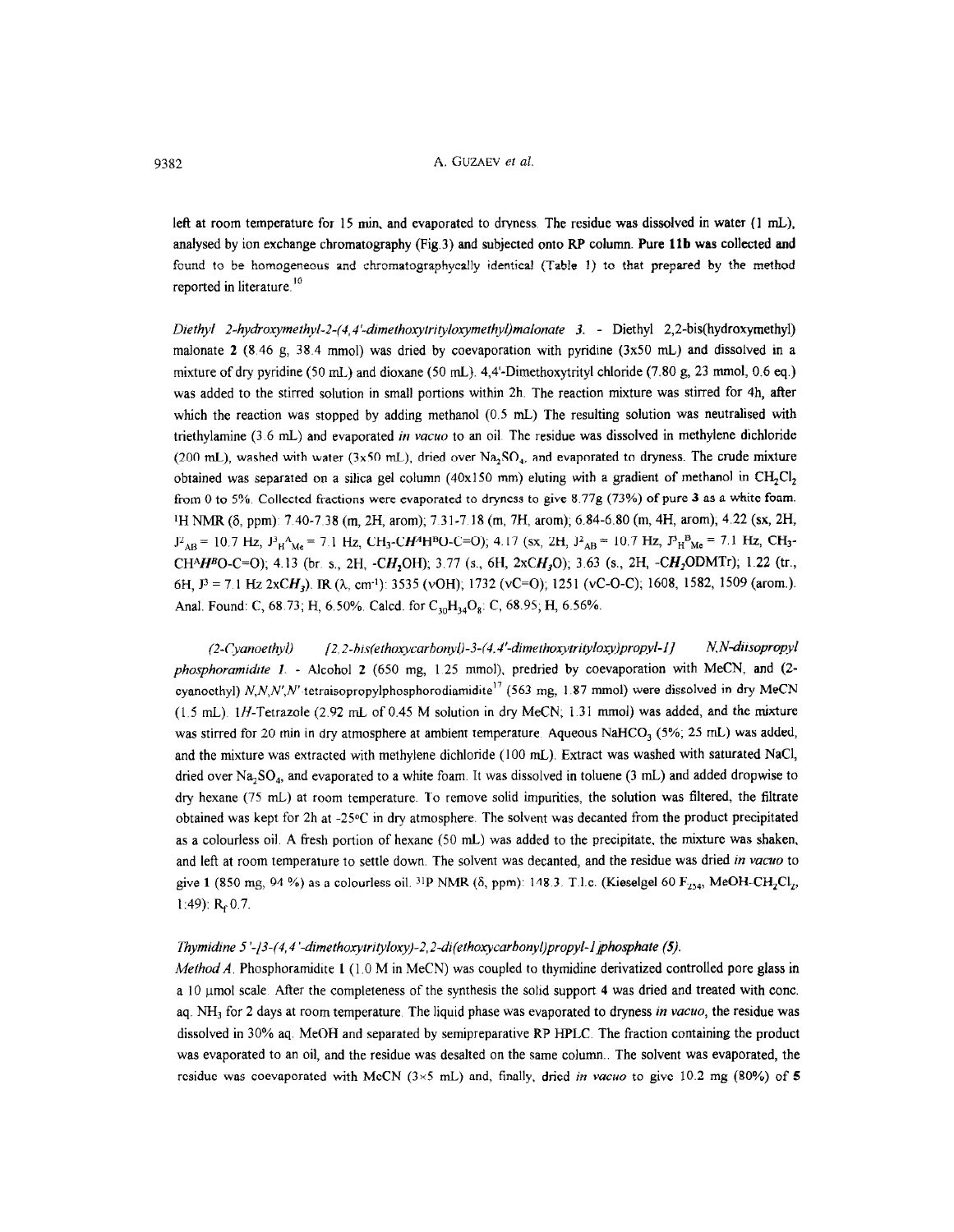left at room temperature for 15 min, and evaporated to dryness. The residue was dissolved in water (1 mL), analysed by ion exchange chromatography (Fig.3) and subjected onto RP column. **Pure 11b was collected and** found to be homogeneous and chromatographycally identical (Table 1) to that prepared by the method reported in literature.[10]

*Diethyl 2-hydroxymethyl-2-(4,4'-dimethoxytrityloxymethyl)malonate 3.* - Diethyl 2,2-bis(hydroxymethyl) malonate **2** (8.46 g, 38.4 mmol) was dried by coevaporation with pyridine (3x50 mL) and dissolved in a mixture of dry pyridine (50 mL) and dioxane (50 mL). 4,4'-Dimethoxytrityl chloride (7.80 g, 23 mmol, 0.6 eq.) was added to the stirred solution in small portions within 2h. The reaction mixture was stirred for 4h, after which the reaction was stopped by adding methanol (0.5 mL) The resulting solution was neutralised with triethylamine (3.6 mL) and evaporated *in vacuo* to an oil. The residue was dissolved in methylene dichloride (200 mL), washed with water (3x50 mL), dried over $Na_2SO_4$, and evaporated to dryness. The crude mixture obtained was separated on a silica gel column (40x150 mm) eluting with a gradient of methanol in $CH_2Cl_2$ from 0 to 5%. Collected fractions were evaporated to dryness to give 8.77g (73%) of pure **3** as a white foam. $^1H$ NMR (δ, ppm): 7.40-7.38 (m, 2H, arom); 7.31-7.18 (m, 7H, arom); 6.84-6.80 (m, 4H, arom); 4.22 (sx, 2H, $J^2_{AB}$ = 10.7 Hz, $J^3{}_{H^A Me}$ = 7.1 Hz, $CH_3$-C$H^A$H$^B$O-C=O); 4.17 (sx, 2H, $J^2_{AB}$ = 10.7 Hz, $J^3{}_{H^B Me}$ = 7.1 Hz, $CH_3$-CH$^A$$H^B$O-C=O); 4.13 (br. s., 2H, -$CH_2$OH); 3.77 (s., 6H, 2x$CH_3$O); 3.63 (s., 2H, -$CH_2$ODMTr); 1.22 (tr., 6H, $J^3$ = 7.1 Hz 2x$CH_3$). IR (λ, cm$^{-1}$): 3535 (νOH); 1732 (νC=O); 1251 (νC-O-C); 1608, 1582, 1509 (arom.). Anal. Found: C, 68.73; H, 6.50%. Calcd. for $C_{30}H_{34}O_8$: C, 68.95; H, 6.56%.

*(2-Cyanoethyl) [2,2-bis(ethoxycarbonyl)-3-(4,4'-dimethoxytrityloxy)propyl-1] N,N-diisopropyl phosphoramidite 1.* - Alcohol **2** (650 mg, 1.25 mmol), predried by coevaporation with MeCN, and (2-cyanoethyl) *N,N,N',N'*-tetraisopropylphosphorodiamidite[17] (563 mg, 1.87 mmol) were dissolved in dry MeCN (1.5 mL). 1*H*-Tetrazole (2.92 mL of 0.45 M solution in dry MeCN; 1.31 mmol) was added, and the mixture was stirred for 20 min in dry atmosphere at ambient temperature. Aqueous $NaHCO_3$ (5%; 25 mL) was added, and the mixture was extracted with methylene dichloride (100 mL). Extract was washed with saturated NaCl, dried over $Na_2SO_4$, and evaporated to a white foam. It was dissolved in toluene (3 mL) and added dropwise to dry hexane (75 mL) at room temperature. To remove solid impurities, the solution was filtered, the filtrate obtained was kept for 2h at -25°C in dry atmosphere. The solvent was decanted from the product precipitated as a colourless oil. A fresh portion of hexane (50 mL) was added to the precipitate, the mixture was shaken, and left at room temperature to settle down. The solvent was decanted, and the residue was dried *in vacuo* to give **1** (850 mg, 94 %) as a colourless oil. $^{31}P$ NMR (δ, ppm): 148.3. T.l.c. (Kieselgel 60 $F_{254}$, MeOH-$CH_2Cl_2$, 1:49): $R_f$ 0.7.

*Thymidine 5'-[3-(4,4'-dimethoxytrityloxy)-2,2-di(ethoxycarbonyl)propyl-1]phosphate (5).*

*Method A.* Phosphoramidite **1** (1.0 M in MeCN) was coupled to thymidine derivatized controlled pore glass in a 10 μmol scale. After the completeness of the synthesis the solid support **4** was dried and treated with conc. aq. $NH_3$ for 2 days at room temperature. The liquid phase was evaporated to dryness *in vacuo*, the residue was dissolved in 30% aq. MeOH and separated by semipreparative RP HPLC. The fraction containing the product was evaporated to an oil, and the residue was desalted on the same column.. The solvent was evaporated, the residue was coevaporated with MeCN (3×5 mL) and, finally, dried *in vacuo* to give 10.2 mg (80%) of **5**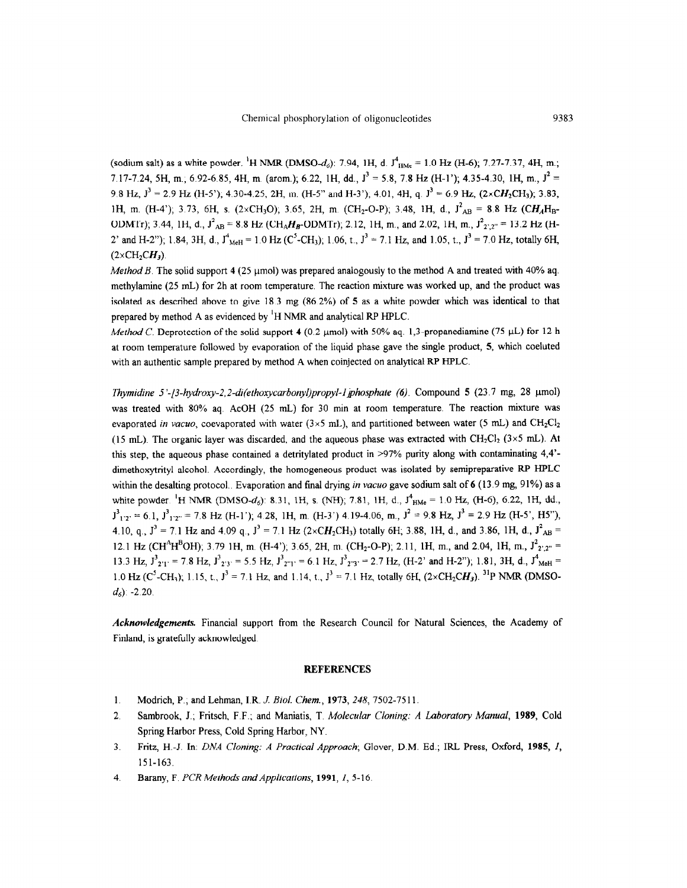(sodium salt) as a white powder. $^1$H NMR (DMSO-$d_6$): 7.94, 1H, d. $J^4_{HMe}$ = 1.0 Hz (H-6); 7.27-7.37, 4H, m.; 7.17-7.24, 5H, m.; 6.92-6.85, 4H, m. (arom.); 6.22, 1H, dd., $J^3$ = 5.8, 7.8 Hz (H-1'); 4.35-4.30, 1H, m., $J^2$ = 9.8 Hz, $J^3$ = 2.9 Hz (H-5'); 4.30-4.25, 2H, m. (H-5" and H-3'), 4.01, 4H, q. $J^3$ = 6.9 Hz, (2×C*H*$_2$CH$_3$); 3.83, 1H, m. (H-4'); 3.73, 6H, s. (2×CH$_3$O); 3.65, 2H, m. (CH$_2$-O-P); 3.48, 1H, d., $J^2_{AB}$ = 8.8 Hz (C*H*$_A$H$_B$-ODMTr); 3.44, 1H, d., $J^2_{AB}$ = 8.8 Hz (CH$_A$*H*$_B$-ODMTr); 2.12, 1H, m., and 2.02, 1H, m., $J^2_{2',2''}$ = 13.2 Hz (H-2' and H-2"); 1.84, 3H, d., $J^4_{MeH}$ = 1.0 Hz (C$^5$-CH$_3$); 1.06, t., $J^3$ = 7.1 Hz, and 1.05, t., $J^3$ = 7.0 Hz, totally 6H, (2×CH$_2$C*H*$_3$).

*Method B.* The solid support **4** (25 μmol) was prepared analogously to the method A and treated with 40% aq. methylamine (25 mL) for 2h at room temperature. The reaction mixture was worked up, and the product was isolated as described above to give 18.3 mg (86.2%) of **5** as a white powder which was identical to that prepared by method A as evidenced by $^1$H NMR and analytical RP HPLC.

*Method C.* Deprotection of the solid support **4** (0.2 μmol) with 50% aq. 1,3-propanediamine (75 μL) for 12 h at room temperature followed by evaporation of the liquid phase gave the single product, **5**, which coeluted with an authentic sample prepared by method A when coinjected on analytical RP HPLC.

*Thymidine 5'-[3-hydroxy-2,2-di(ethoxycarbonyl)propyl-1]phosphate (6).* Compound **5** (23.7 mg, 28 μmol) was treated with 80% aq. AcOH (25 mL) for 30 min at room temperature. The reaction mixture was evaporated *in vacuo*, coevaporated with water (3×5 mL), and partitioned between water (5 mL) and CH$_2$Cl$_2$ (15 mL). The organic layer was discarded, and the aqueous phase was extracted with CH$_2$Cl$_2$ (3×5 mL). At this step, the aqueous phase contained a detritylated product in >97% purity along with contaminating 4,4'-dimethoxytrityl alcohol. Accordingly, the homogeneous product was isolated by semipreparative RP HPLC within the desalting protocol.. Evaporation and final drying *in vacuo* gave sodium salt of **6** (13.9 mg, 91%) as a white powder. $^1$H NMR (DMSO-$d_6$): 8.31, 1H, s. (NH); 7.81, 1H, d., $J^4_{HMe}$ = 1.0 Hz, (H-6), 6.22, 1H, dd., $J^3_{1'2'}$ = 6.1, $J^3_{1'2''}$ = 7.8 Hz (H-1'); 4.28, 1H, m. (H-3') 4.19-4.06, m., $J^2$ = 9.8 Hz, $J^3$ = 2.9 Hz (H-5', H5"), 4.10, q., $J^3$ = 7.1 Hz and 4.09 q., $J^3$ = 7.1 Hz (2×C*H*$_2$CH$_3$) totally 6H; 3.88, 1H, d., and 3.86, 1H, d., $J^2_{AB}$ = 12.1 Hz (CH$^A$H$^B$OH); 3.79 1H, m. (H-4'); 3.65, 2H, m. (CH$_2$-O-P); 2.11, 1H, m., and 2.04, 1H, m., $J^2_{2',2''}$ = 13.3 Hz, $J^3_{2'1'}$ = 7.8 Hz, $J^3_{2'3'}$ = 5.5 Hz, $J^3_{2''1'}$ = 6.1 Hz, $J^3_{2''3'}$ = 2.7 Hz, (H-2' and H-2"); 1.81, 3H, d., $J^4_{MeH}$ = 1.0 Hz (C$^5$-CH$_3$); 1.15, t., $J^3$ = 7.1 Hz, and 1.14, t., $J^3$ = 7.1 Hz, totally 6H, (2×CH$_2$C*H*$_3$). $^{31}$P NMR (DMSO-$d_6$): -2.20.

***Acknowledgements.*** Financial support from the Research Council for Natural Sciences, the Academy of Finland, is gratefully acknowledged.

## REFERENCES

1. Modrich, P.; and Lehman, I.R. *J. Biol. Chem.*, **1973**, *248*, 7502-7511.
2. Sambrook, J.; Fritsch, F.F.; and Maniatis, T. *Molecular Cloning: A Laboratory Manual*, **1989**, Cold Spring Harbor Press, Cold Spring Harbor, NY.
3. Fritz, H.-J. In: *DNA Cloning: A Practical Approach*; Glover, D.M. Ed.; IRL Press, Oxford, **1985**, *1*, 151-163.
4. Barany, F. *PCR Methods and Applications*, **1991**, *1*, 5-16.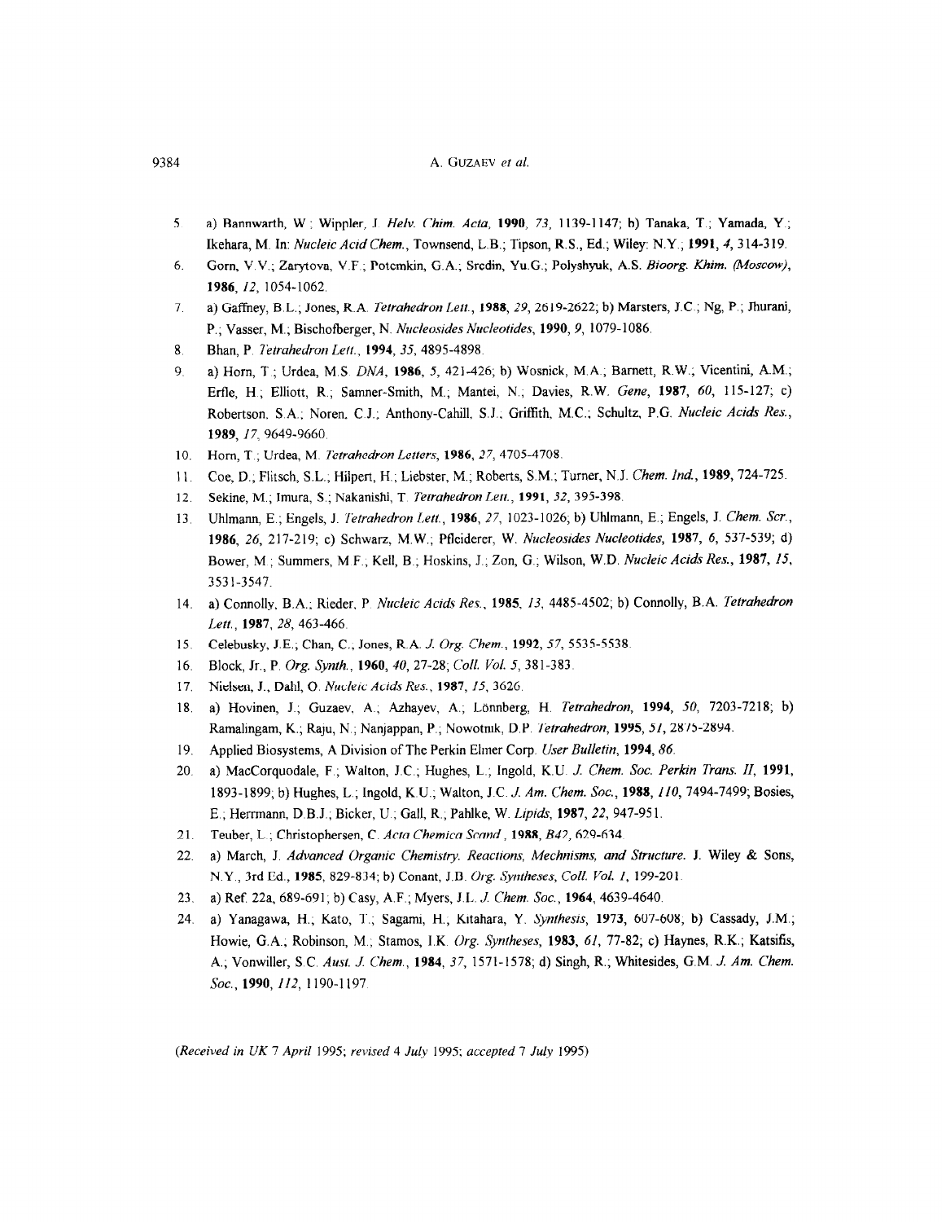5. a) Bannwarth, W.; Wippler, J. *Helv. Chim. Acta*, **1990**, *73*, 1139-1147; b) Tanaka, T.; Yamada, Y.; Ikehara, M. In: *Nucleic Acid Chem.*, Townsend, L.B.; Tipson, R.S., Ed.; Wiley: N.Y., **1991**, *4*, 314-319.
6. Gorn, V.V.; Zarytova, V.F.; Potemkin, G.A.; Sredin, Yu.G.; Polyshyuk, A.S. *Bioorg. Khim. (Moscow)*, **1986**, *12*, 1054-1062.
7. a) Gaffney, B.L.; Jones, R.A. *Tetrahedron Lett.*, **1988**, *29*, 2619-2622; b) Marsters, J.C.; Ng, P.; Jhurani, P.; Vasser, M.; Bischofberger, N. *Nucleosides Nucleotides*, **1990**, *9*, 1079-1086.
8. Bhan, P. *Tetrahedron Lett.*, **1994**, *35*, 4895-4898.
9. a) Horn, T.; Urdea, M.S. *DNA*, **1986**, *5*, 421-426; b) Wosnick, M.A.; Barnett, R.W.; Vicentini, A.M.; Erfle, H.; Elliott, R.; Samner-Smith, M.; Mantei, N.; Davies, R.W. *Gene*, **1987**, *60*, 115-127; c) Robertson, S.A.; Noren, C.J.; Anthony-Cahill, S.J.; Griffith, M.C.; Schultz, P.G. *Nucleic Acids Res.*, **1989**, *17*, 9649-9660.
10. Horn, T.; Urdea, M. *Tetrahedron Letters*, **1986**, *27*, 4705-4708.
11. Coe, D.; Flitsch, S.L.; Hilpert, H.; Liebster, M.; Roberts, S.M.; Turner, N.J. *Chem. Ind.*, **1989**, 724-725.
12. Sekine, M.; Imura, S.; Nakanishi, T. *Tetrahedron Lett.*, **1991**, *32*, 395-398.
13. Uhlmann, E.; Engels, J. *Tetrahedron Lett.*, **1986**, *27*, 1023-1026; b) Uhlmann, E.; Engels, J. *Chem. Scr.*, **1986**, *26*, 217-219; c) Schwarz, M.W.; Pfleiderer, W. *Nucleosides Nucleotides*, **1987**, *6*, 537-539; d) Bower, M.; Summers, M.F.; Kell, B.; Hoskins, J.; Zon, G.; Wilson, W.D. *Nucleic Acids Res.*, **1987**, *15*, 3531-3547.
14. a) Connolly, B.A.; Rieder, P. *Nucleic Acids Res.*, **1985**, *13*, 4485-4502; b) Connolly, B.A. *Tetrahedron Lett.*, **1987**, *28*, 463-466.
15. Celebusky, J.E.; Chan, C.; Jones, R.A. *J. Org. Chem.*, **1992**, *57*, 5535-5538.
16. Block, Jr., P. *Org. Synth.*, **1960**, *40*, 27-28; *Coll. Vol. 5*, 381-383.
17. Nielsen, J.; Dahl, O. *Nucleic Acids Res.*, **1987**, *15*, 3626.
18. a) Hovinen, J.; Guzaev, A.; Azhayev, A.; Lönnberg, H. *Tetrahedron*, **1994**, *50*, 7203-7218; b) Ramalingam, K.; Raju, N.; Nanjappan, P.; Nowotnik, D.P. *Tetrahedron*, **1995**, *51*, 2875-2894.
19. Applied Biosystems, A Division of The Perkin Elmer Corp. *User Bulletin*, **1994**, *86*.
20. a) MacCorquodale, F.; Walton, J.C.; Hughes, L.; Ingold, K.U. *J. Chem. Soc. Perkin Trans. II*, **1991**, 1893-1899; b) Hughes, L.; Ingold, K.U.; Walton, J.C. *J. Am. Chem. Soc.*, **1988**, *110*, 7494-7499; Bosies, E.; Herrmann, D.B.J.; Bicker, U.; Gall, R.; Pahlke, W. *Lipids*, **1987**, *22*, 947-951.
21. Teuber, L.; Christophersen, C. *Acta Chemica Scand.*, **1988**, *B42*, 629-634.
22. a) March, J. *Advanced Organic Chemistry. Reactions, Mechnisms, and Structure.* J. Wiley & Sons, N.Y., 3rd Ed., **1985**, 829-834; b) Conant, J.B. *Org. Syntheses, Coll. Vol. 1*, 199-201.
23. a) Ref. 22a, 689-691; b) Casy, A.F.; Myers, J.L. *J. Chem. Soc.*, **1964**, 4639-4640.
24. a) Yanagawa, H.; Kato, T.; Sagami, H.; Kitahara, Y. *Synthesis*, **1973**, 607-608; b) Cassady, J.M.; Howie, G.A.; Robinson, M.; Stamos, I.K. *Org. Syntheses*, **1983**, *61*, 77-82; c) Haynes, R.K.; Katsifis, A.; Vonwiller, S.C. *Aust. J. Chem.*, **1984**, *37*, 1571-1578; d) Singh, R.; Whitesides, G.M. *J. Am. Chem. Soc.*, **1990**, *112*, 1190-1197.

*(Received in UK 7 April 1995; revised 4 July 1995; accepted 7 July 1995)*